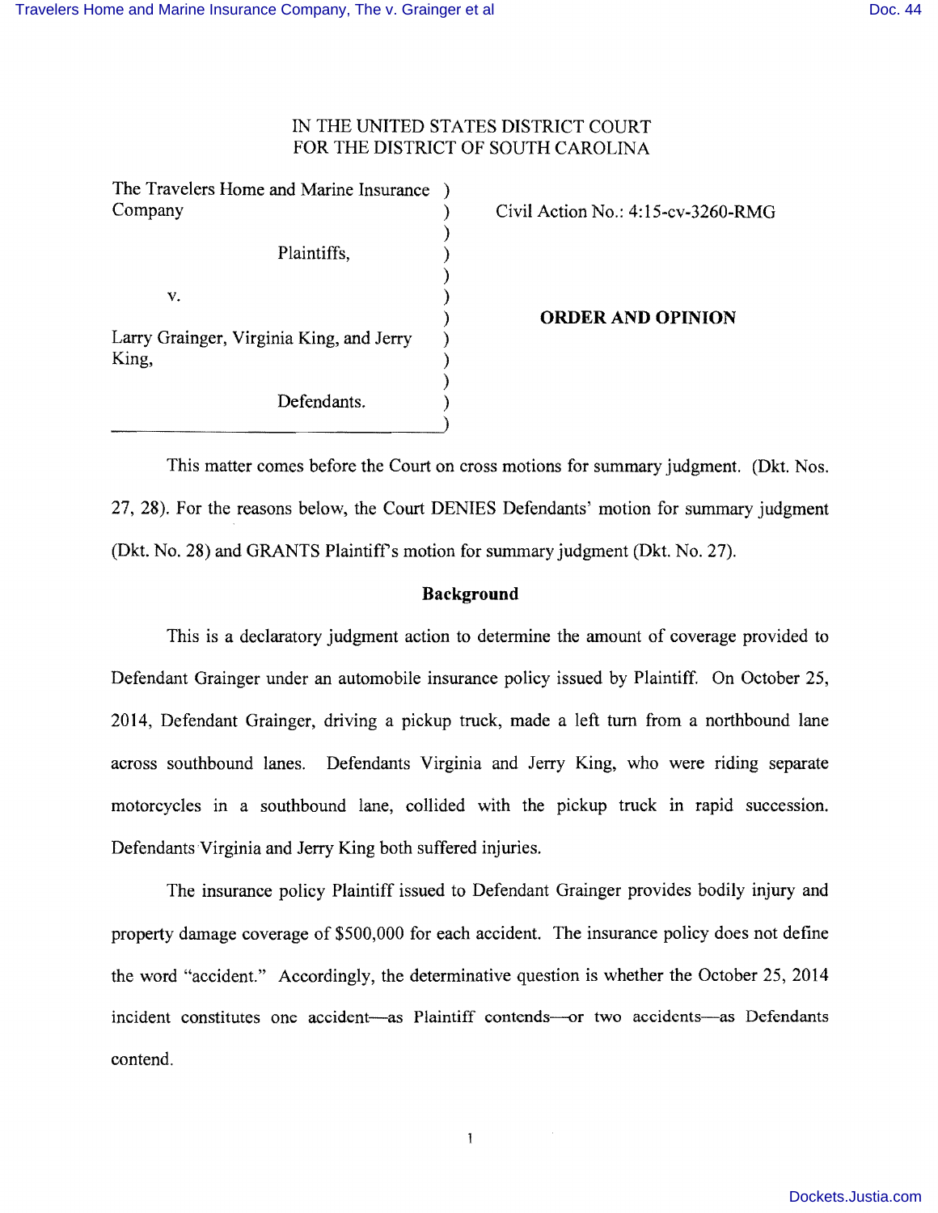IN THE UNITED STATES DISTRICT COURT
FOR THE DISTRICT OF SOUTH CAROLINA

| | |
|---|---|
| The Travelers Home and Marine Insurance Company<br><br>Plaintiffs,<br><br>v.<br><br>Larry Grainger, Virginia King, and Jerry King,<br><br>Defendants. | Civil Action No.: 4:15-cv-3260-RMG<br><br>**ORDER AND OPINION** |

This matter comes before the Court on cross motions for summary judgment. (Dkt. Nos. 27, 28). For the reasons below, the Court DENIES Defendants' motion for summary judgment (Dkt. No. 28) and GRANTS Plaintiff's motion for summary judgment (Dkt. No. 27).

## Background

This is a declaratory judgment action to determine the amount of coverage provided to Defendant Grainger under an automobile insurance policy issued by Plaintiff. On October 25, 2014, Defendant Grainger, driving a pickup truck, made a left turn from a northbound lane across southbound lanes. Defendants Virginia and Jerry King, who were riding separate motorcycles in a southbound lane, collided with the pickup truck in rapid succession. Defendants Virginia and Jerry King both suffered injuries.

The insurance policy Plaintiff issued to Defendant Grainger provides bodily injury and property damage coverage of $500,000 for each accident. The insurance policy does not define the word "accident." Accordingly, the determinative question is whether the October 25, 2014 incident constitutes one accident—as Plaintiff contends—or two accidents—as Defendants contend.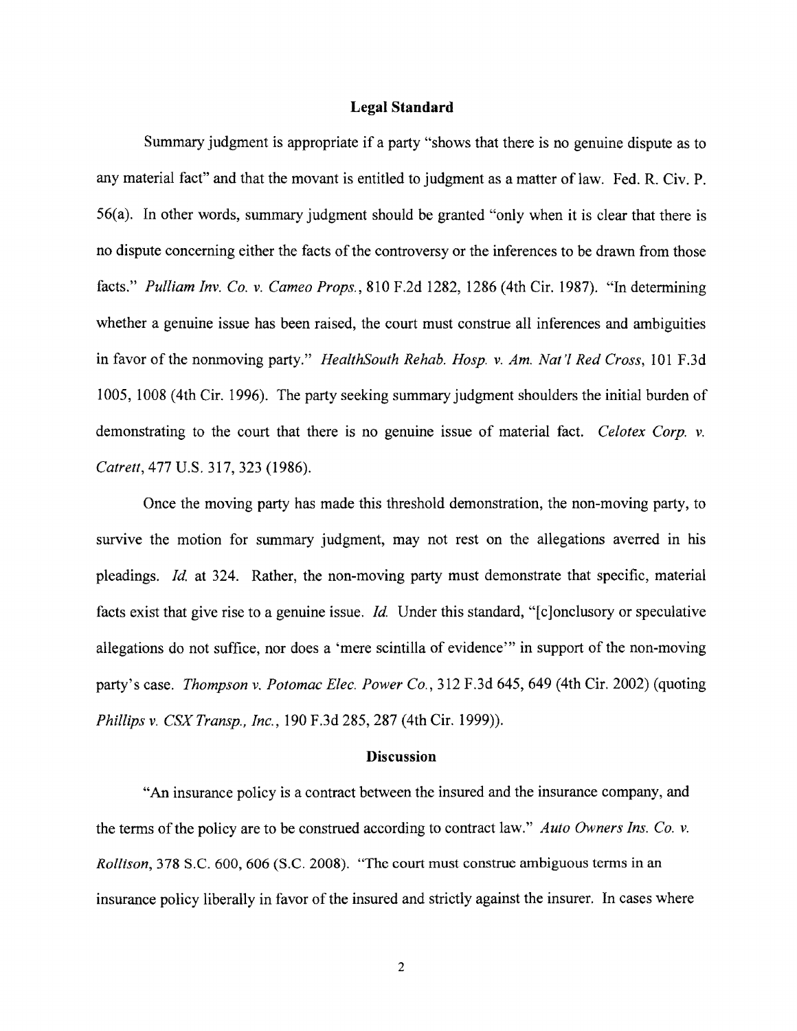## Legal Standard

Summary judgment is appropriate if a party "shows that there is no genuine dispute as to any material fact" and that the movant is entitled to judgment as a matter of law. Fed. R. Civ. P. 56(a). In other words, summary judgment should be granted "only when it is clear that there is no dispute concerning either the facts of the controversy or the inferences to be drawn from those facts." *Pulliam Inv. Co. v. Cameo Props.*, 810 F.2d 1282, 1286 (4th Cir. 1987). "In determining whether a genuine issue has been raised, the court must construe all inferences and ambiguities in favor of the nonmoving party." *HealthSouth Rehab. Hosp. v. Am. Nat'l Red Cross*, 101 F.3d 1005, 1008 (4th Cir. 1996). The party seeking summary judgment shoulders the initial burden of demonstrating to the court that there is no genuine issue of material fact. *Celotex Corp. v. Catrett*, 477 U.S. 317, 323 (1986).

Once the moving party has made this threshold demonstration, the non-moving party, to survive the motion for summary judgment, may not rest on the allegations averred in his pleadings. *Id.* at 324. Rather, the non-moving party must demonstrate that specific, material facts exist that give rise to a genuine issue. *Id.* Under this standard, "[c]onclusory or speculative allegations do not suffice, nor does a 'mere scintilla of evidence'" in support of the non-moving party's case. *Thompson v. Potomac Elec. Power Co.*, 312 F.3d 645, 649 (4th Cir. 2002) (quoting *Phillips v. CSX Transp., Inc.*, 190 F.3d 285, 287 (4th Cir. 1999)).

## Discussion

"An insurance policy is a contract between the insured and the insurance company, and the terms of the policy are to be construed according to contract law." *Auto Owners Ins. Co. v. Rollison*, 378 S.C. 600, 606 (S.C. 2008). "The court must construe ambiguous terms in an insurance policy liberally in favor of the insured and strictly against the insurer. In cases where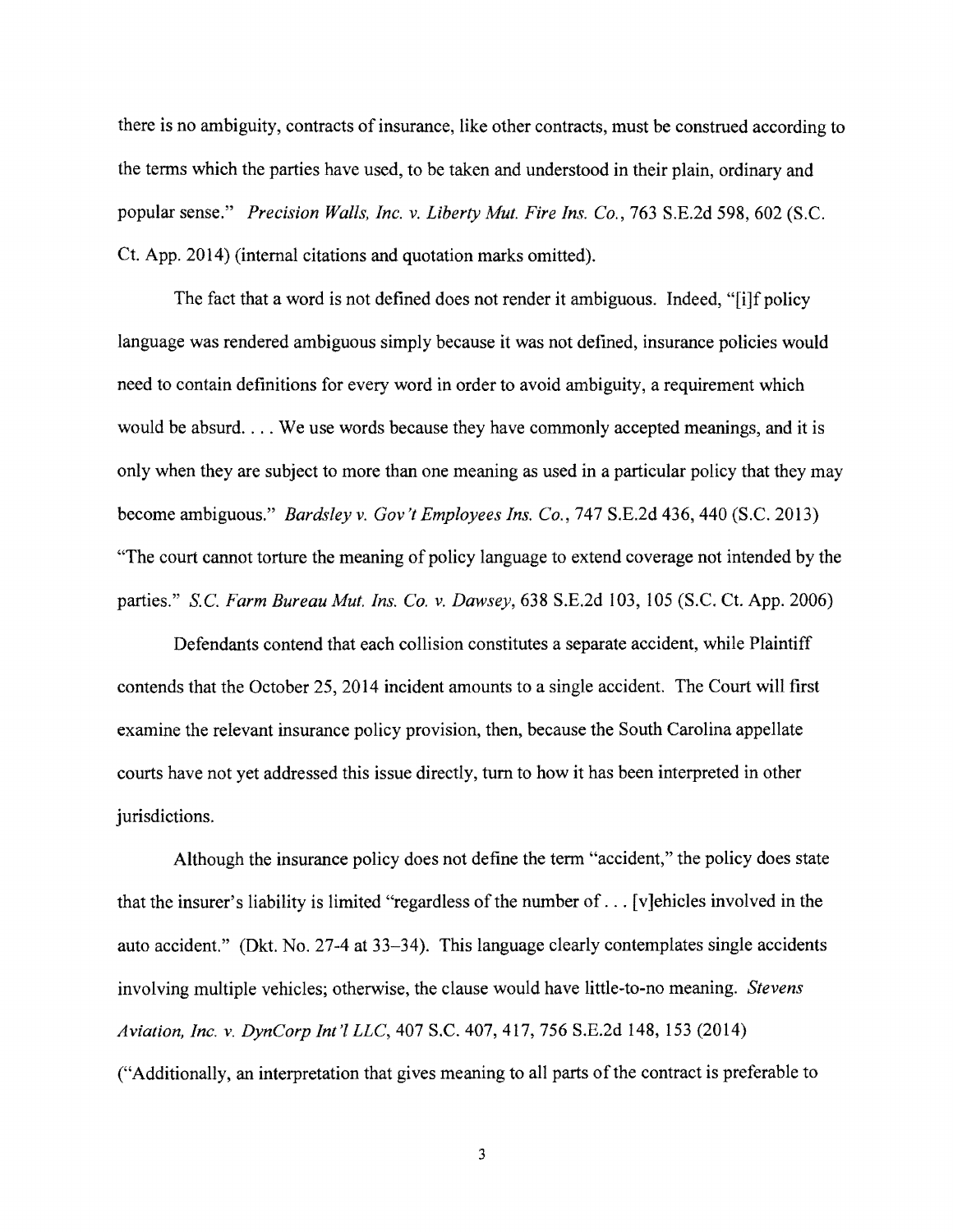there is no ambiguity, contracts of insurance, like other contracts, must be construed according to the terms which the parties have used, to be taken and understood in their plain, ordinary and popular sense." *Precision Walls, Inc. v. Liberty Mut. Fire Ins. Co.*, 763 S.E.2d 598, 602 (S.C. Ct. App. 2014) (internal citations and quotation marks omitted).

The fact that a word is not defined does not render it ambiguous. Indeed, "[i]f policy language was rendered ambiguous simply because it was not defined, insurance policies would need to contain definitions for every word in order to avoid ambiguity, a requirement which would be absurd. . . . We use words because they have commonly accepted meanings, and it is only when they are subject to more than one meaning as used in a particular policy that they may become ambiguous." *Bardsley v. Gov't Employees Ins. Co.*, 747 S.E.2d 436, 440 (S.C. 2013) "The court cannot torture the meaning of policy language to extend coverage not intended by the parties." *S.C. Farm Bureau Mut. Ins. Co. v. Dawsey*, 638 S.E.2d 103, 105 (S.C. Ct. App. 2006)

Defendants contend that each collision constitutes a separate accident, while Plaintiff contends that the October 25, 2014 incident amounts to a single accident. The Court will first examine the relevant insurance policy provision, then, because the South Carolina appellate courts have not yet addressed this issue directly, turn to how it has been interpreted in other jurisdictions.

Although the insurance policy does not define the term "accident," the policy does state that the insurer's liability is limited "regardless of the number of . . . [v]ehicles involved in the auto accident." (Dkt. No. 27-4 at 33–34). This language clearly contemplates single accidents involving multiple vehicles; otherwise, the clause would have little-to-no meaning. *Stevens Aviation, Inc. v. DynCorp Int'l LLC*, 407 S.C. 407, 417, 756 S.E.2d 148, 153 (2014) ("Additionally, an interpretation that gives meaning to all parts of the contract is preferable to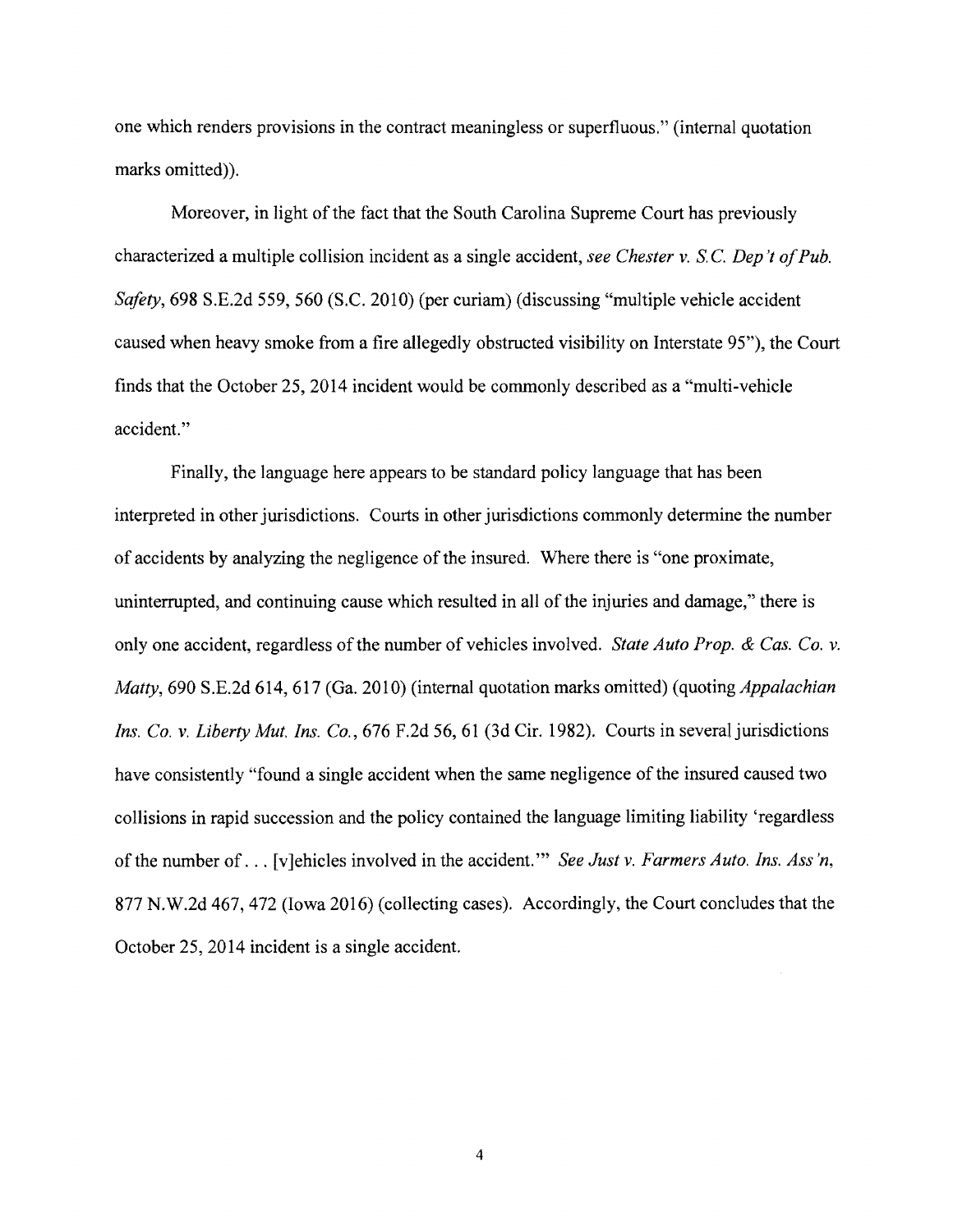one which renders provisions in the contract meaningless or superfluous." (internal quotation marks omitted)).

Moreover, in light of the fact that the South Carolina Supreme Court has previously characterized a multiple collision incident as a single accident, *see Chester v. S.C. Dep't of Pub. Safety*, 698 S.E.2d 559, 560 (S.C. 2010) (per curiam) (discussing "multiple vehicle accident caused when heavy smoke from a fire allegedly obstructed visibility on Interstate 95"), the Court finds that the October 25, 2014 incident would be commonly described as a "multi-vehicle accident."

Finally, the language here appears to be standard policy language that has been interpreted in other jurisdictions. Courts in other jurisdictions commonly determine the number of accidents by analyzing the negligence of the insured. Where there is "one proximate, uninterrupted, and continuing cause which resulted in all of the injuries and damage," there is only one accident, regardless of the number of vehicles involved. *State Auto Prop. & Cas. Co. v. Matty*, 690 S.E.2d 614, 617 (Ga. 2010) (internal quotation marks omitted) (quoting *Appalachian Ins. Co. v. Liberty Mut. Ins. Co.*, 676 F.2d 56, 61 (3d Cir. 1982). Courts in several jurisdictions have consistently "found a single accident when the same negligence of the insured caused two collisions in rapid succession and the policy contained the language limiting liability 'regardless of the number of . . . [v]ehicles involved in the accident.'" *See Just v. Farmers Auto. Ins. Ass'n*, 877 N.W.2d 467, 472 (Iowa 2016) (collecting cases). Accordingly, the Court concludes that the October 25, 2014 incident is a single accident.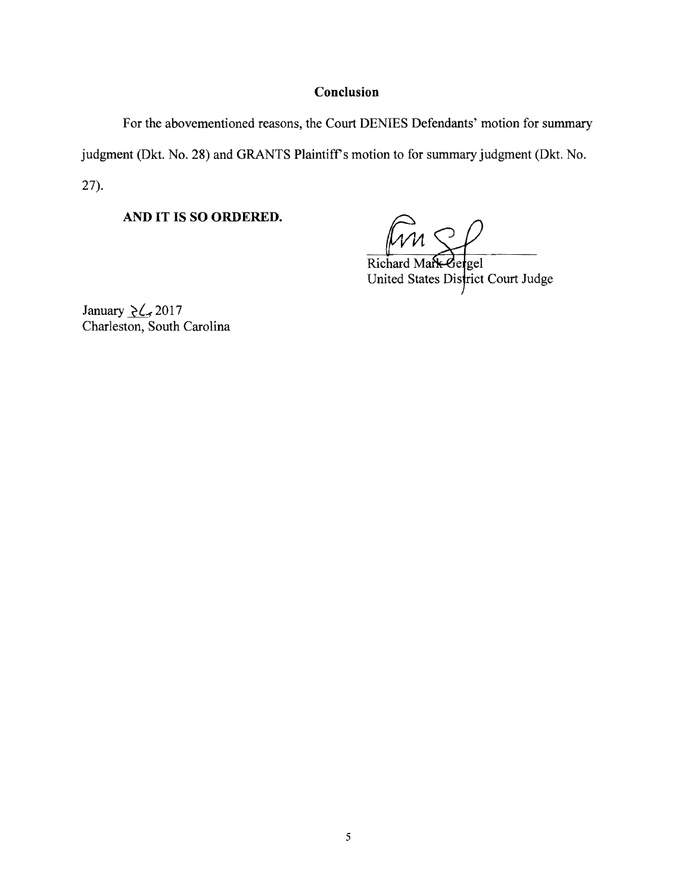## Conclusion

For the abovementioned reasons, the Court DENIES Defendants' motion for summary judgment (Dkt. No. 28) and GRANTS Plaintiff's motion to for summary judgment (Dkt. No. 27).

**AND IT IS SO ORDERED.**

Richard Mark Gergel
United States District Court Judge

January 26, 2017
Charleston, South Carolina